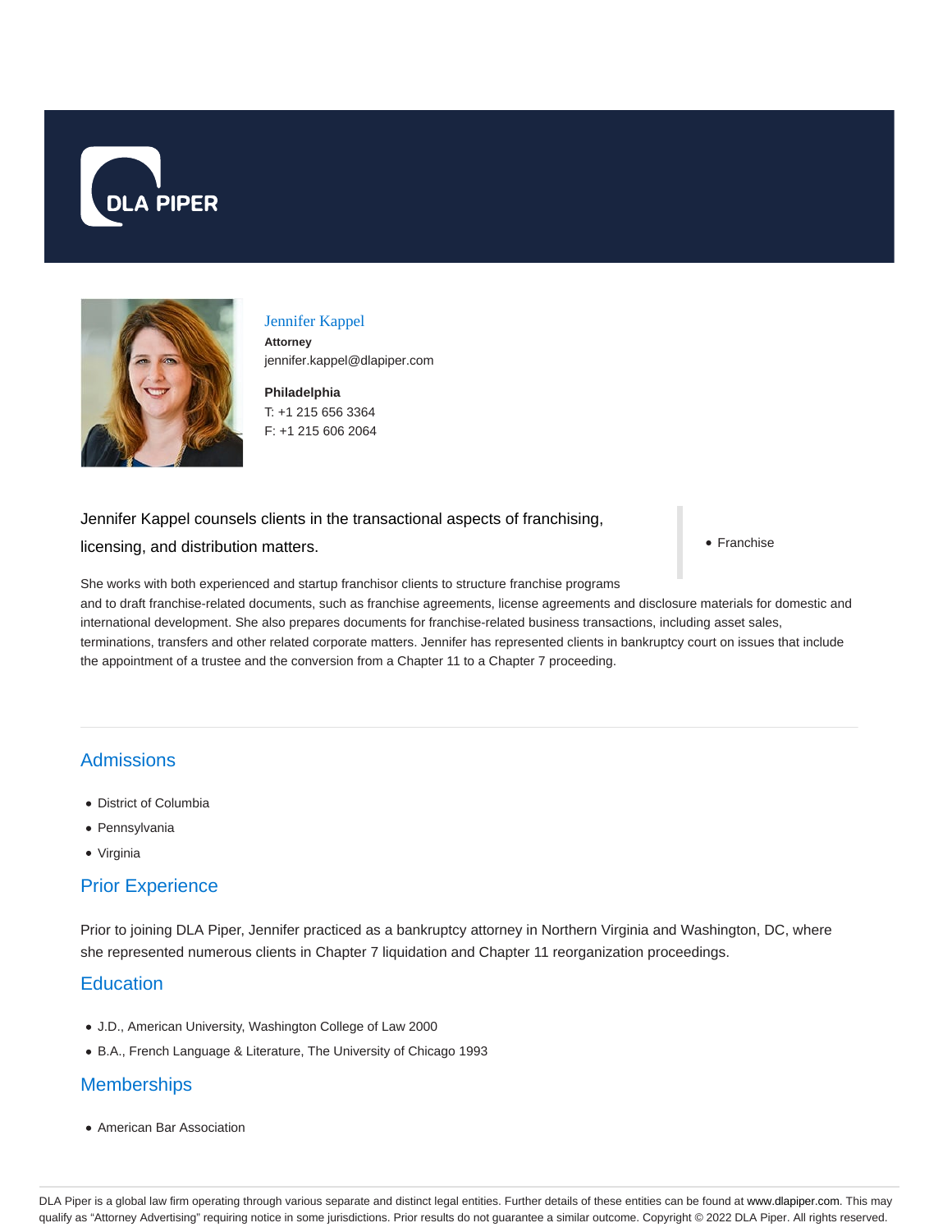# Jennifer Kappel

**Attorney**
jennifer.kappel@dlapiper.com

**Philadelphia**
T: +1 215 656 3364
F: +1 215 606 2064

Jennifer Kappel counsels clients in the transactional aspects of franchising, licensing, and distribution matters.

- Franchise

She works with both experienced and startup franchisor clients to structure franchise programs and to draft franchise-related documents, such as franchise agreements, license agreements and disclosure materials for domestic and international development. She also prepares documents for franchise-related business transactions, including asset sales, terminations, transfers and other related corporate matters. Jennifer has represented clients in bankruptcy court on issues that include the appointment of a trustee and the conversion from a Chapter 11 to a Chapter 7 proceeding.

## Admissions

- District of Columbia
- Pennsylvania
- Virginia

## Prior Experience

Prior to joining DLA Piper, Jennifer practiced as a bankruptcy attorney in Northern Virginia and Washington, DC, where she represented numerous clients in Chapter 7 liquidation and Chapter 11 reorganization proceedings.

## Education

- J.D., American University, Washington College of Law 2000
- B.A., French Language & Literature, The University of Chicago 1993

## Memberships

- American Bar Association

DLA Piper is a global law firm operating through various separate and distinct legal entities. Further details of these entities can be found at www.dlapiper.com. This may qualify as "Attorney Advertising" requiring notice in some jurisdictions. Prior results do not guarantee a similar outcome. Copyright © 2022 DLA Piper. All rights reserved.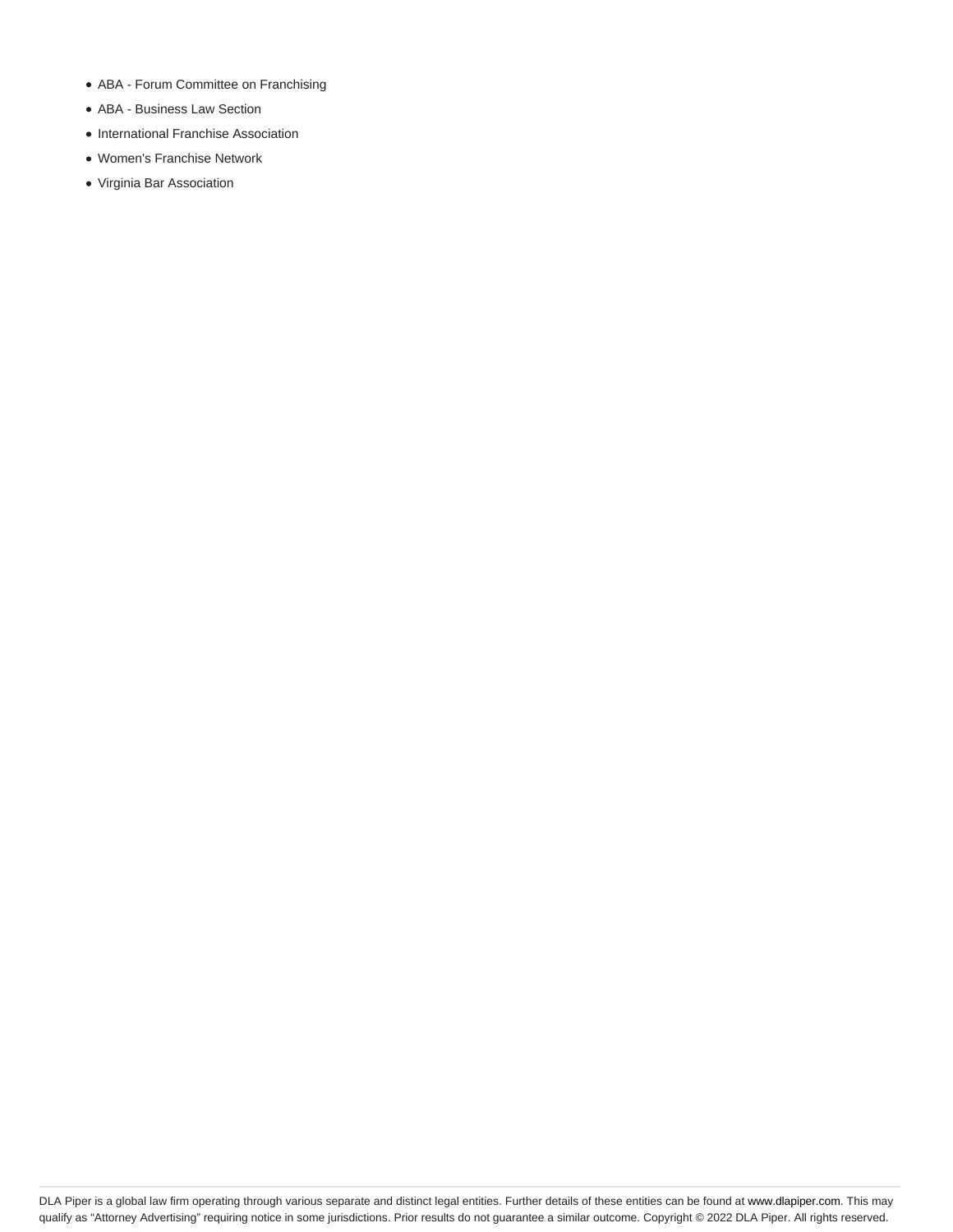- ABA - Forum Committee on Franchising
- ABA - Business Law Section
- International Franchise Association
- Women's Franchise Network
- Virginia Bar Association

DLA Piper is a global law firm operating through various separate and distinct legal entities. Further details of these entities can be found at www.dlapiper.com. This may qualify as "Attorney Advertising" requiring notice in some jurisdictions. Prior results do not guarantee a similar outcome. Copyright © 2022 DLA Piper. All rights reserved.